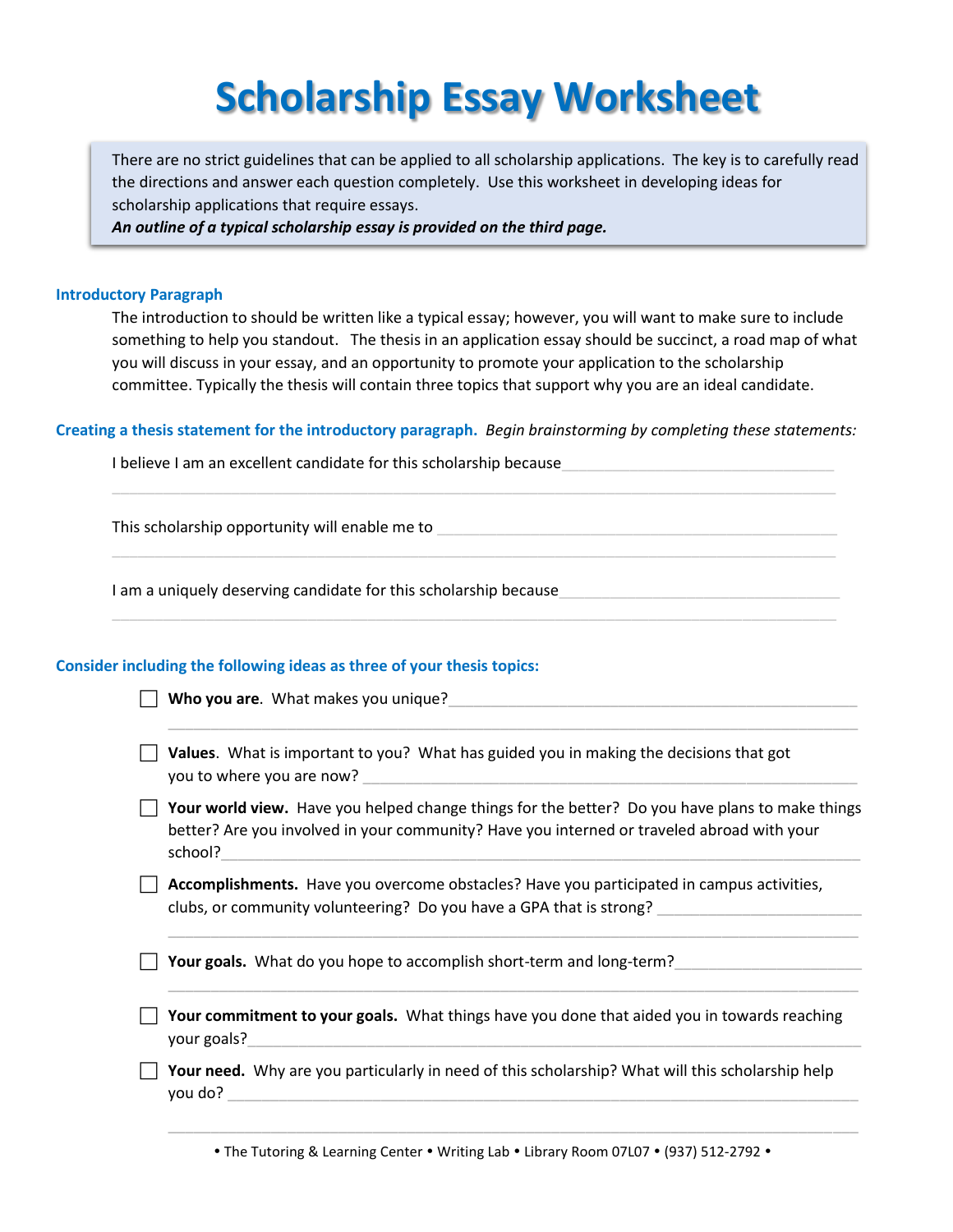# Scholarship Essay Worksheet

There are no strict guidelines that can be applied to all scholarship applications. The key is to carefully read the directions and answer each question completely. Use this worksheet in developing ideas for scholarship applications that require essays.
***An outline of a typical scholarship essay is provided on the third page.***

## Introductory Paragraph

The introduction to should be written like a typical essay; however, you will want to make sure to include something to help you standout. The thesis in an application essay should be succinct, a road map of what you will discuss in your essay, and an opportunity to promote your application to the scholarship committee. Typically the thesis will contain three topics that support why you are an ideal candidate.

## Creating a thesis statement for the introductory paragraph. *Begin brainstorming by completing these statements:*

I believe I am an excellent candidate for this scholarship because ______________________________
____________________________________________________________

This scholarship opportunity will enable me to ______________________________
____________________________________________________________

I am a uniquely deserving candidate for this scholarship because ______________________________
____________________________________________________________

## Consider including the following ideas as three of your thesis topics:

- ☐ **Who you are**. What makes you unique? ______________________________
  ____________________________________________________________
- ☐ **Values**. What is important to you? What has guided you in making the decisions that got you to where you are now? ______________________________
- ☐ **Your world view.** Have you helped change things for the better? Do you have plans to make things better? Are you involved in your community? Have you interned or traveled abroad with your school? ______________________________
- ☐ **Accomplishments.** Have you overcome obstacles? Have you participated in campus activities, clubs, or community volunteering? Do you have a GPA that is strong? ______________________________
  ____________________________________________________________
- ☐ **Your goals.** What do you hope to accomplish short-term and long-term? ______________________________
  ____________________________________________________________
- ☐ **Your commitment to your goals.** What things have you done that aided you in towards reaching your goals? ______________________________
- ☐ **Your need.** Why are you particularly in need of this scholarship? What will this scholarship help you do? ______________________________
  ____________________________________________________________

• The Tutoring & Learning Center • Writing Lab • Library Room 07L07 • (937) 512-2792 •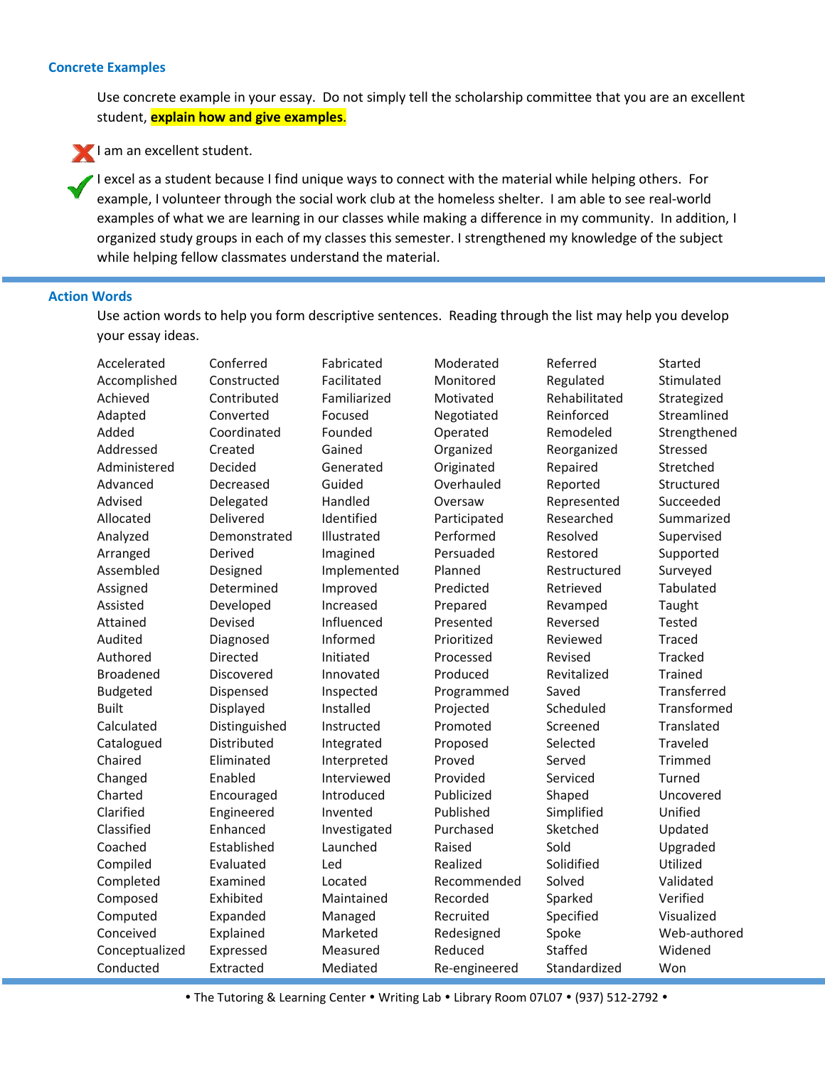## Concrete Examples

Use concrete example in your essay. Do not simply tell the scholarship committee that you are an excellent student, **explain how and give examples**.

✗ I am an excellent student.

✓ I excel as a student because I find unique ways to connect with the material while helping others. For example, I volunteer through the social work club at the homeless shelter. I am able to see real-world examples of what we are learning in our classes while making a difference in my community. In addition, I organized study groups in each of my classes this semester. I strengthened my knowledge of the subject while helping fellow classmates understand the material.

## Action Words

Use action words to help you form descriptive sentences. Reading through the list may help you develop your essay ideas.

| | | | | | |
|---|---|---|---|---|---|
| Accelerated | Conferred | Fabricated | Moderated | Referred | Started |
| Accomplished | Constructed | Facilitated | Monitored | Regulated | Stimulated |
| Achieved | Contributed | Familiarized | Motivated | Rehabilitated | Strategized |
| Adapted | Converted | Focused | Negotiated | Reinforced | Streamlined |
| Added | Coordinated | Founded | Operated | Remodeled | Strengthened |
| Addressed | Created | Gained | Organized | Reorganized | Stressed |
| Administered | Decided | Generated | Originated | Repaired | Stretched |
| Advanced | Decreased | Guided | Overhauled | Reported | Structured |
| Advised | Delegated | Handled | Oversaw | Represented | Succeeded |
| Allocated | Delivered | Identified | Participated | Researched | Summarized |
| Analyzed | Demonstrated | Illustrated | Performed | Resolved | Supervised |
| Arranged | Derived | Imagined | Persuaded | Restored | Supported |
| Assembled | Designed | Implemented | Planned | Restructured | Surveyed |
| Assigned | Determined | Improved | Predicted | Retrieved | Tabulated |
| Assisted | Developed | Increased | Prepared | Revamped | Taught |
| Attained | Devised | Influenced | Presented | Reversed | Tested |
| Audited | Diagnosed | Informed | Prioritized | Reviewed | Traced |
| Authored | Directed | Initiated | Processed | Revised | Tracked |
| Broadened | Discovered | Innovated | Produced | Revitalized | Trained |
| Budgeted | Dispensed | Inspected | Programmed | Saved | Transferred |
| Built | Displayed | Installed | Projected | Scheduled | Transformed |
| Calculated | Distinguished | Instructed | Promoted | Screened | Translated |
| Catalogued | Distributed | Integrated | Proposed | Selected | Traveled |
| Chaired | Eliminated | Interpreted | Proved | Served | Trimmed |
| Changed | Enabled | Interviewed | Provided | Serviced | Turned |
| Charted | Encouraged | Introduced | Publicized | Shaped | Uncovered |
| Clarified | Engineered | Invented | Published | Simplified | Unified |
| Classified | Enhanced | Investigated | Purchased | Sketched | Updated |
| Coached | Established | Launched | Raised | Sold | Upgraded |
| Compiled | Evaluated | Led | Realized | Solidified | Utilized |
| Completed | Examined | Located | Recommended | Solved | Validated |
| Composed | Exhibited | Maintained | Recorded | Sparked | Verified |
| Computed | Expanded | Managed | Recruited | Specified | Visualized |
| Conceived | Explained | Marketed | Redesigned | Spoke | Web-authored |
| Conceptualized | Expressed | Measured | Reduced | Staffed | Widened |
| Conducted | Extracted | Mediated | Re-engineered | Standardized | Won |

• The Tutoring & Learning Center • Writing Lab • Library Room 07L07 • (937) 512-2792 •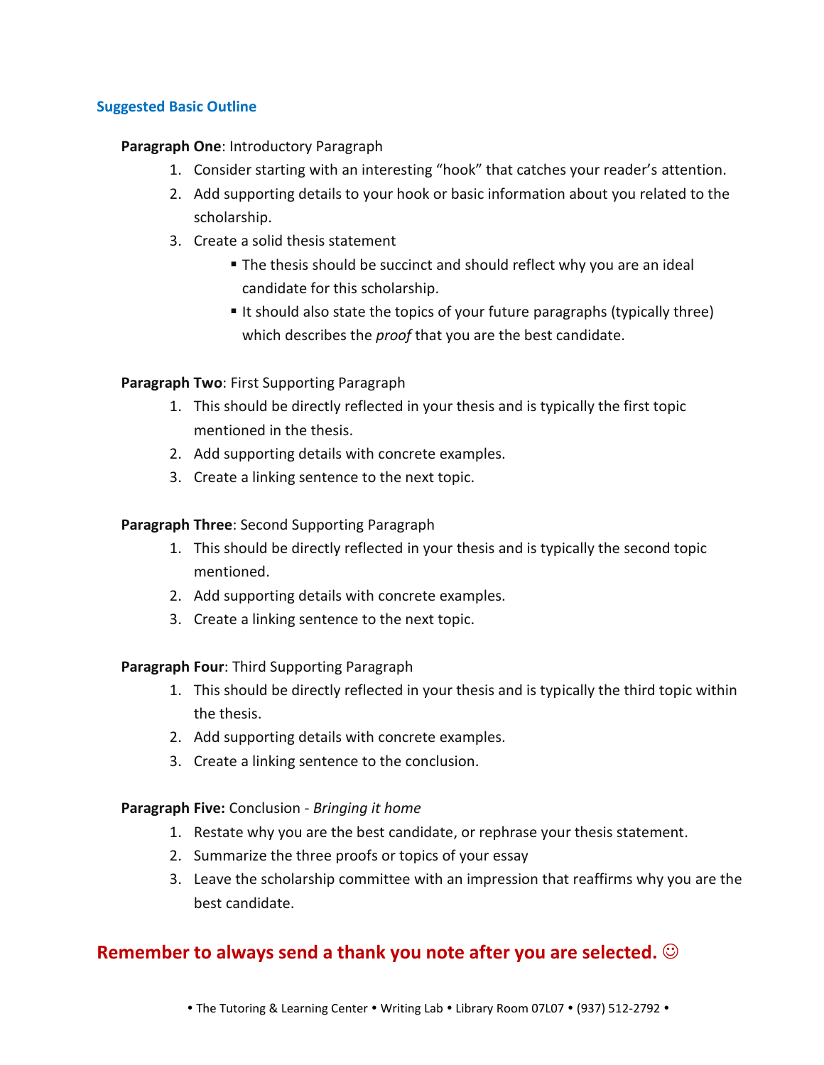## Suggested Basic Outline

**Paragraph One**: Introductory Paragraph

1. Consider starting with an interesting "hook" that catches your reader's attention.
2. Add supporting details to your hook or basic information about you related to the scholarship.
3. Create a solid thesis statement
   - The thesis should be succinct and should reflect why you are an ideal candidate for this scholarship.
   - It should also state the topics of your future paragraphs (typically three) which describes the *proof* that you are the best candidate.

**Paragraph Two**: First Supporting Paragraph

1. This should be directly reflected in your thesis and is typically the first topic mentioned in the thesis.
2. Add supporting details with concrete examples.
3. Create a linking sentence to the next topic.

**Paragraph Three**: Second Supporting Paragraph

1. This should be directly reflected in your thesis and is typically the second topic mentioned.
2. Add supporting details with concrete examples.
3. Create a linking sentence to the next topic.

**Paragraph Four**: Third Supporting Paragraph

1. This should be directly reflected in your thesis and is typically the third topic within the thesis.
2. Add supporting details with concrete examples.
3. Create a linking sentence to the conclusion.

**Paragraph Five:** Conclusion - *Bringing it home*

1. Restate why you are the best candidate, or rephrase your thesis statement.
2. Summarize the three proofs or topics of your essay
3. Leave the scholarship committee with an impression that reaffirms why you are the best candidate.

## Remember to always send a thank you note after you are selected. ☺

• The Tutoring & Learning Center • Writing Lab • Library Room 07L07 • (937) 512-2792 •